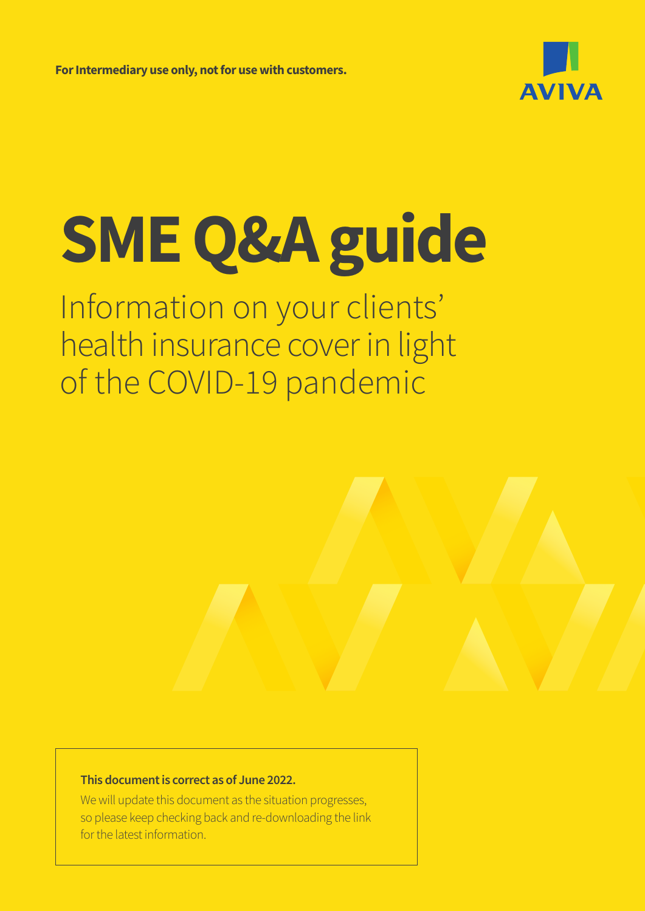**For Intermediary use only, not for use with customers.**

AVIVA

# SME Q&A guide

## Information on your clients' health insurance cover in light of the COVID-19 pandemic

**This document is correct as of June 2022.**

We will update this document as the situation progresses, so please keep checking back and re-downloading the link for the latest information.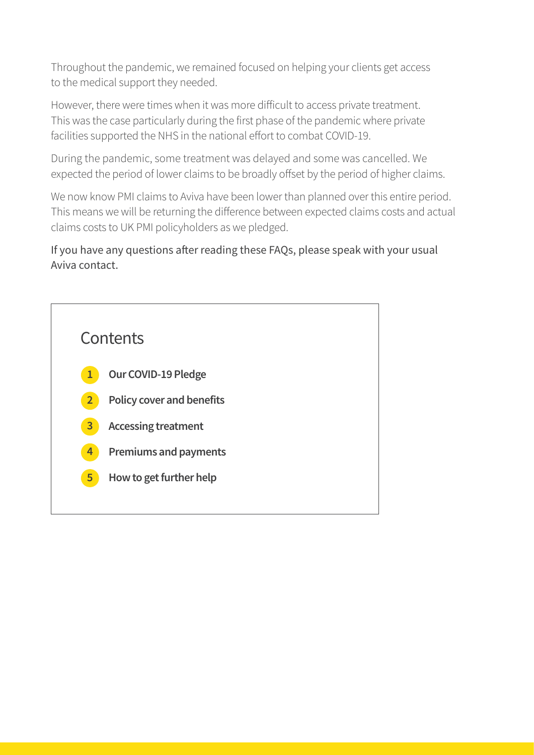Throughout the pandemic, we remained focused on helping your clients get access to the medical support they needed.

However, there were times when it was more difficult to access private treatment. This was the case particularly during the first phase of the pandemic where private facilities supported the NHS in the national effort to combat COVID-19.

During the pandemic, some treatment was delayed and some was cancelled. We expected the period of lower claims to be broadly offset by the period of higher claims.

We now know PMI claims to Aviva have been lower than planned over this entire period. This means we will be returning the difference between expected claims costs and actual claims costs to UK PMI policyholders as we pledged.

If you have any questions after reading these FAQs, please speak with your usual Aviva contact.

## Contents

1. **Our COVID-19 Pledge**
2. **Policy cover and benefits**
3. **Accessing treatment**
4. **Premiums and payments**
5. **How to get further help**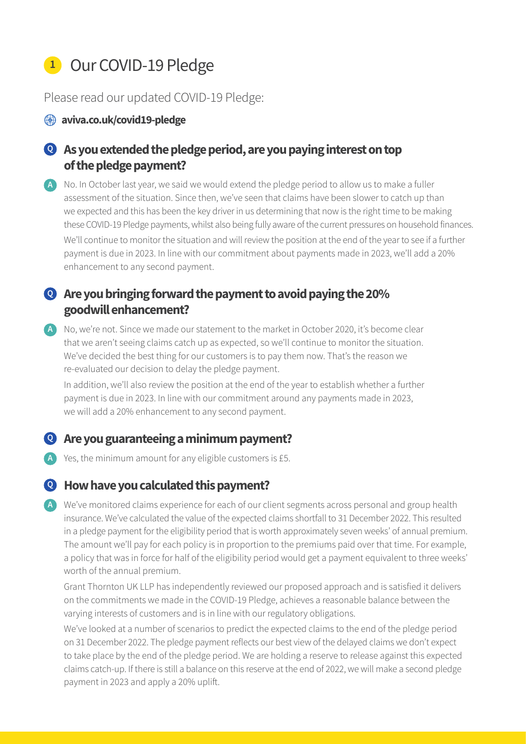## 1 Our COVID-19 Pledge

Please read our updated COVID-19 Pledge:

**aviva.co.uk/covid19-pledge**

### Q As you extended the pledge period, are you paying interest on top of the pledge payment?

A No. In October last year, we said we would extend the pledge period to allow us to make a fuller assessment of the situation. Since then, we've seen that claims have been slower to catch up than we expected and this has been the key driver in us determining that now is the right time to be making these COVID-19 Pledge payments, whilst also being fully aware of the current pressures on household finances.

We'll continue to monitor the situation and will review the position at the end of the year to see if a further payment is due in 2023. In line with our commitment about payments made in 2023, we'll add a 20% enhancement to any second payment.

### Q Are you bringing forward the payment to avoid paying the 20% goodwill enhancement?

A No, we're not. Since we made our statement to the market in October 2020, it's become clear that we aren't seeing claims catch up as expected, so we'll continue to monitor the situation. We've decided the best thing for our customers is to pay them now. That's the reason we re-evaluated our decision to delay the pledge payment.

In addition, we'll also review the position at the end of the year to establish whether a further payment is due in 2023. In line with our commitment around any payments made in 2023, we will add a 20% enhancement to any second payment.

### Q Are you guaranteeing a minimum payment?

A Yes, the minimum amount for any eligible customers is £5.

### Q How have you calculated this payment?

A We've monitored claims experience for each of our client segments across personal and group health insurance. We've calculated the value of the expected claims shortfall to 31 December 2022. This resulted in a pledge payment for the eligibility period that is worth approximately seven weeks' of annual premium. The amount we'll pay for each policy is in proportion to the premiums paid over that time. For example, a policy that was in force for half of the eligibility period would get a payment equivalent to three weeks' worth of the annual premium.

Grant Thornton UK LLP has independently reviewed our proposed approach and is satisfied it delivers on the commitments we made in the COVID-19 Pledge, achieves a reasonable balance between the varying interests of customers and is in line with our regulatory obligations.

We've looked at a number of scenarios to predict the expected claims to the end of the pledge period on 31 December 2022. The pledge payment reflects our best view of the delayed claims we don't expect to take place by the end of the pledge period. We are holding a reserve to release against this expected claims catch-up. If there is still a balance on this reserve at the end of 2022, we will make a second pledge payment in 2023 and apply a 20% uplift.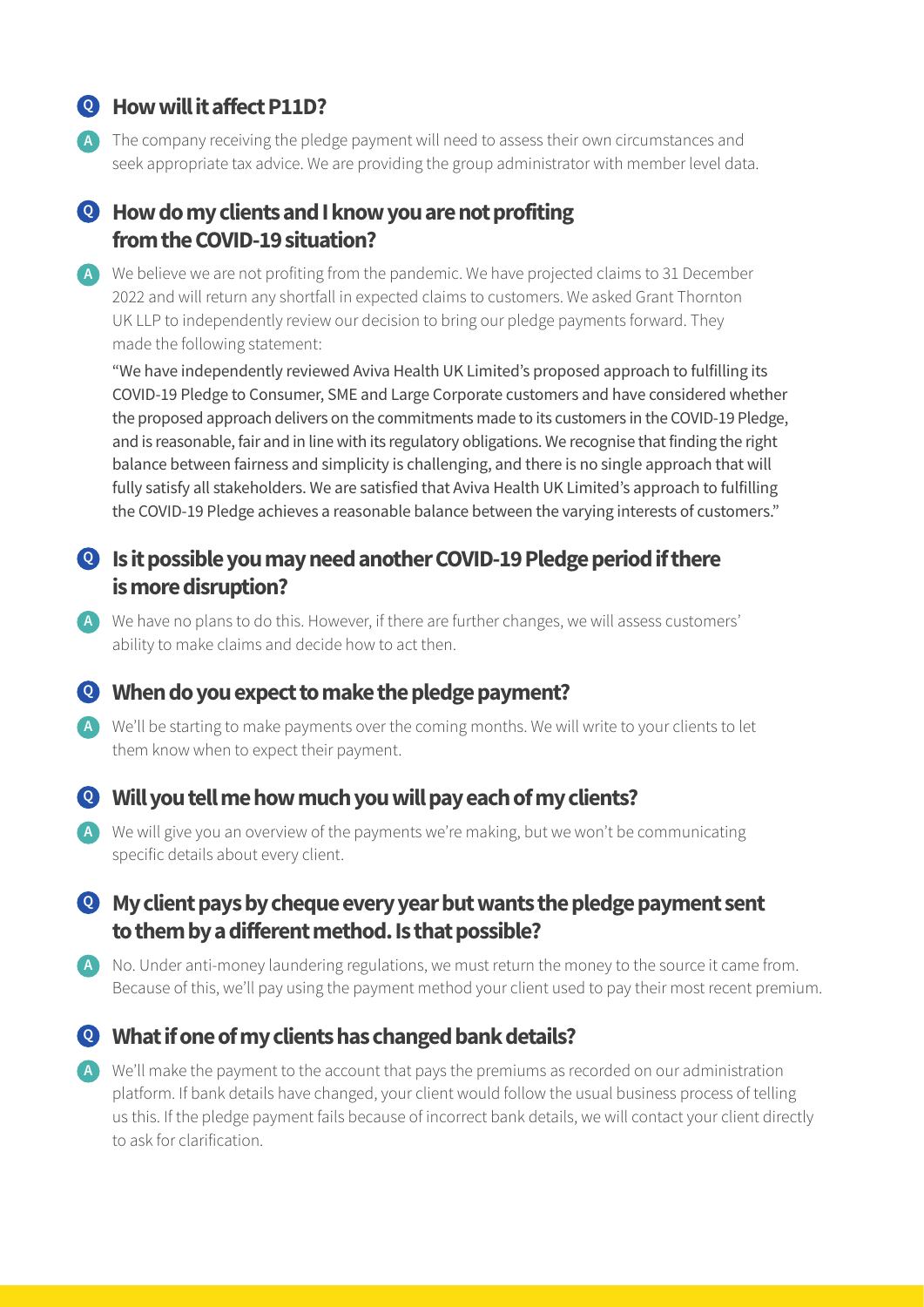### Q How will it affect P11D?

**A** The company receiving the pledge payment will need to assess their own circumstances and seek appropriate tax advice. We are providing the group administrator with member level data.

### Q How do my clients and I know you are not profiting from the COVID-19 situation?

**A** We believe we are not profiting from the pandemic. We have projected claims to 31 December 2022 and will return any shortfall in expected claims to customers. We asked Grant Thornton UK LLP to independently review our decision to bring our pledge payments forward. They made the following statement:

"We have independently reviewed Aviva Health UK Limited's proposed approach to fulfilling its COVID-19 Pledge to Consumer, SME and Large Corporate customers and have considered whether the proposed approach delivers on the commitments made to its customers in the COVID-19 Pledge, and is reasonable, fair and in line with its regulatory obligations. We recognise that finding the right balance between fairness and simplicity is challenging, and there is no single approach that will fully satisfy all stakeholders. We are satisfied that Aviva Health UK Limited's approach to fulfilling the COVID-19 Pledge achieves a reasonable balance between the varying interests of customers."

### Q Is it possible you may need another COVID-19 Pledge period if there is more disruption?

**A** We have no plans to do this. However, if there are further changes, we will assess customers' ability to make claims and decide how to act then.

### Q When do you expect to make the pledge payment?

**A** We'll be starting to make payments over the coming months. We will write to your clients to let them know when to expect their payment.

### Q Will you tell me how much you will pay each of my clients?

**A** We will give you an overview of the payments we're making, but we won't be communicating specific details about every client.

### Q My client pays by cheque every year but wants the pledge payment sent to them by a different method. Is that possible?

**A** No. Under anti-money laundering regulations, we must return the money to the source it came from. Because of this, we'll pay using the payment method your client used to pay their most recent premium.

### Q What if one of my clients has changed bank details?

**A** We'll make the payment to the account that pays the premiums as recorded on our administration platform. If bank details have changed, your client would follow the usual business process of telling us this. If the pledge payment fails because of incorrect bank details, we will contact your client directly to ask for clarification.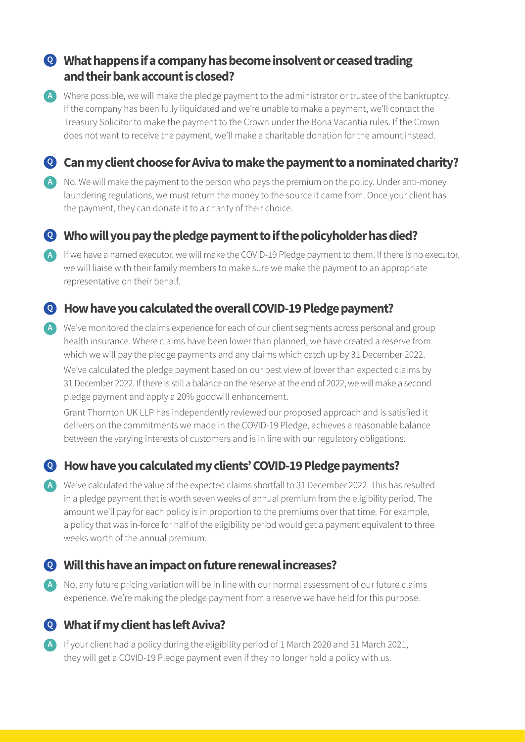### Q What happens if a company has become insolvent or ceased trading and their bank account is closed?

**A** Where possible, we will make the pledge payment to the administrator or trustee of the bankruptcy. If the company has been fully liquidated and we're unable to make a payment, we'll contact the Treasury Solicitor to make the payment to the Crown under the Bona Vacantia rules. If the Crown does not want to receive the payment, we'll make a charitable donation for the amount instead.

### Q Can my client choose for Aviva to make the payment to a nominated charity?

**A** No. We will make the payment to the person who pays the premium on the policy. Under anti-money laundering regulations, we must return the money to the source it came from. Once your client has the payment, they can donate it to a charity of their choice.

### Q Who will you pay the pledge payment to if the policyholder has died?

**A** If we have a named executor, we will make the COVID-19 Pledge payment to them. If there is no executor, we will liaise with their family members to make sure we make the payment to an appropriate representative on their behalf.

### Q How have you calculated the overall COVID-19 Pledge payment?

**A** We've monitored the claims experience for each of our client segments across personal and group health insurance. Where claims have been lower than planned, we have created a reserve from which we will pay the pledge payments and any claims which catch up by 31 December 2022.

We've calculated the pledge payment based on our best view of lower than expected claims by 31 December 2022. If there is still a balance on the reserve at the end of 2022, we will make a second pledge payment and apply a 20% goodwill enhancement.

Grant Thornton UK LLP has independently reviewed our proposed approach and is satisfied it delivers on the commitments we made in the COVID-19 Pledge, achieves a reasonable balance between the varying interests of customers and is in line with our regulatory obligations.

### Q How have you calculated my clients' COVID-19 Pledge payments?

**A** We've calculated the value of the expected claims shortfall to 31 December 2022. This has resulted in a pledge payment that is worth seven weeks of annual premium from the eligibility period. The amount we'll pay for each policy is in proportion to the premiums over that time. For example, a policy that was in-force for half of the eligibility period would get a payment equivalent to three weeks worth of the annual premium.

### Q Will this have an impact on future renewal increases?

**A** No, any future pricing variation will be in line with our normal assessment of our future claims experience. We're making the pledge payment from a reserve we have held for this purpose.

### Q What if my client has left Aviva?

**A** If your client had a policy during the eligibility period of 1 March 2020 and 31 March 2021, they will get a COVID-19 Pledge payment even if they no longer hold a policy with us.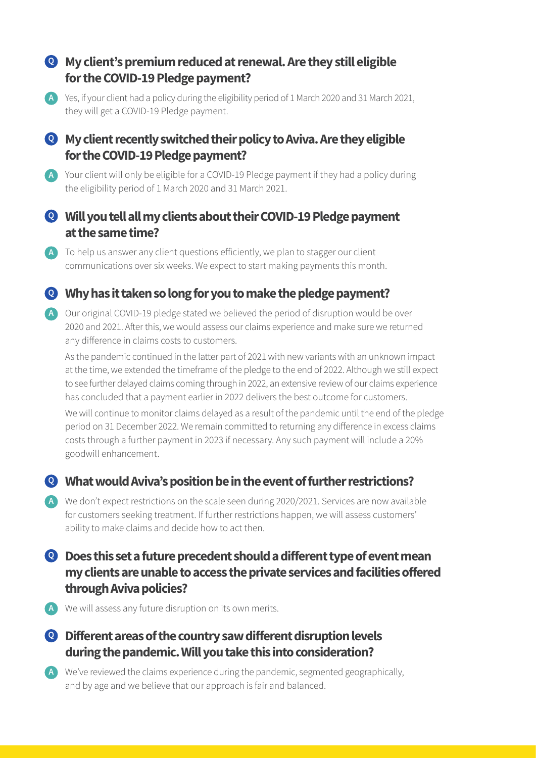### Q My client's premium reduced at renewal. Are they still eligible for the COVID-19 Pledge payment?

**A** Yes, if your client had a policy during the eligibility period of 1 March 2020 and 31 March 2021, they will get a COVID-19 Pledge payment.

### Q My client recently switched their policy to Aviva. Are they eligible for the COVID-19 Pledge payment?

**A** Your client will only be eligible for a COVID-19 Pledge payment if they had a policy during the eligibility period of 1 March 2020 and 31 March 2021.

### Q Will you tell all my clients about their COVID-19 Pledge payment at the same time?

**A** To help us answer any client questions efficiently, we plan to stagger our client communications over six weeks. We expect to start making payments this month.

### Q Why has it taken so long for you to make the pledge payment?

**A** Our original COVID-19 pledge stated we believed the period of disruption would be over 2020 and 2021. After this, we would assess our claims experience and make sure we returned any difference in claims costs to customers.

As the pandemic continued in the latter part of 2021 with new variants with an unknown impact at the time, we extended the timeframe of the pledge to the end of 2022. Although we still expect to see further delayed claims coming through in 2022, an extensive review of our claims experience has concluded that a payment earlier in 2022 delivers the best outcome for customers.

We will continue to monitor claims delayed as a result of the pandemic until the end of the pledge period on 31 December 2022. We remain committed to returning any difference in excess claims costs through a further payment in 2023 if necessary. Any such payment will include a 20% goodwill enhancement.

### Q What would Aviva's position be in the event of further restrictions?

**A** We don't expect restrictions on the scale seen during 2020/2021. Services are now available for customers seeking treatment. If further restrictions happen, we will assess customers' ability to make claims and decide how to act then.

### Q Does this set a future precedent should a different type of event mean my clients are unable to access the private services and facilities offered through Aviva policies?

**A** We will assess any future disruption on its own merits.

### Q Different areas of the country saw different disruption levels during the pandemic. Will you take this into consideration?

**A** We've reviewed the claims experience during the pandemic, segmented geographically, and by age and we believe that our approach is fair and balanced.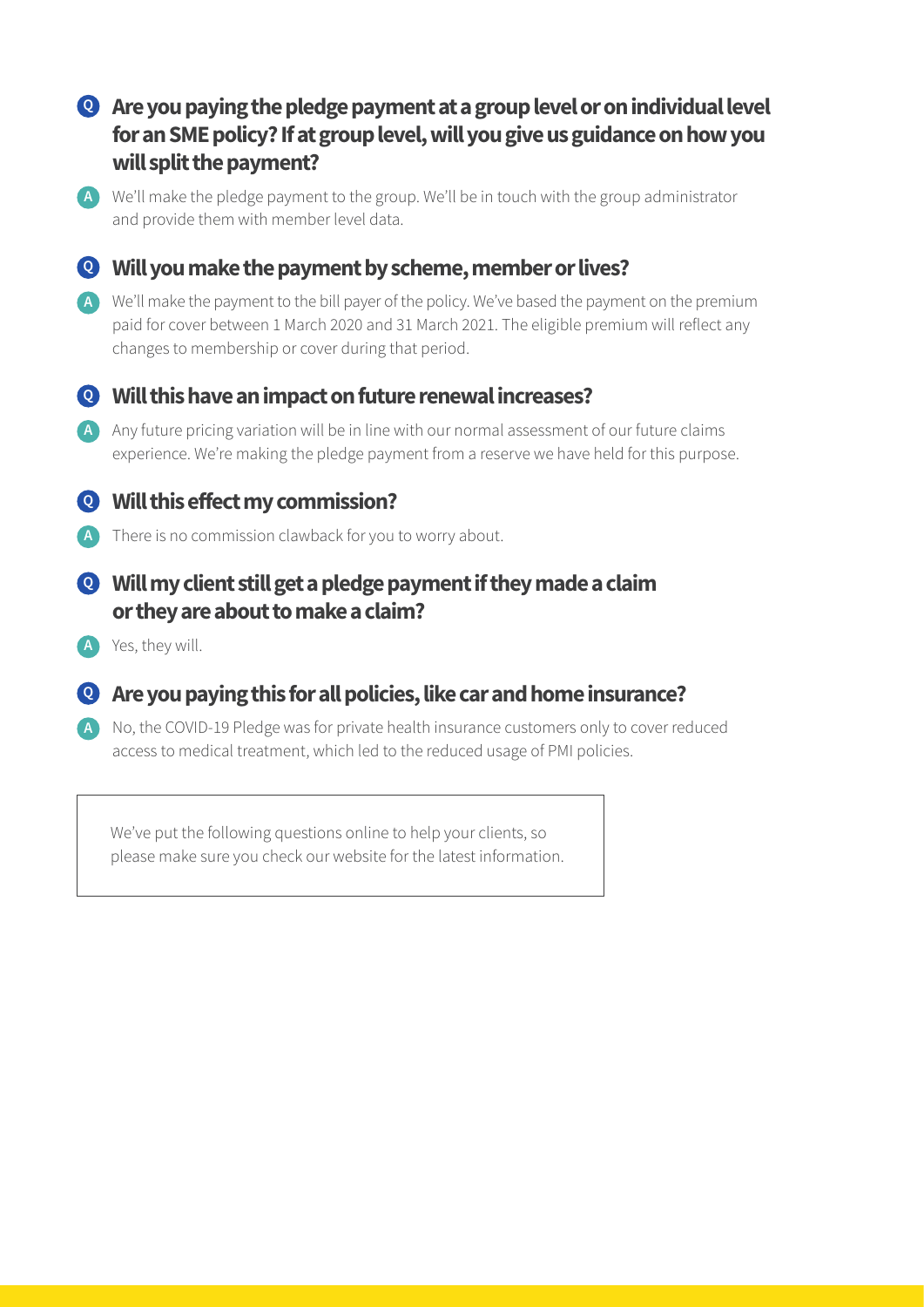**Q Are you paying the pledge payment at a group level or on individual level for an SME policy? If at group level, will you give us guidance on how you will split the payment?**

**A** We'll make the pledge payment to the group. We'll be in touch with the group administrator and provide them with member level data.

**Q Will you make the payment by scheme, member or lives?**

**A** We'll make the payment to the bill payer of the policy. We've based the payment on the premium paid for cover between 1 March 2020 and 31 March 2021. The eligible premium will reflect any changes to membership or cover during that period.

**Q Will this have an impact on future renewal increases?**

**A** Any future pricing variation will be in line with our normal assessment of our future claims experience. We're making the pledge payment from a reserve we have held for this purpose.

**Q Will this effect my commission?**

**A** There is no commission clawback for you to worry about.

**Q Will my client still get a pledge payment if they made a claim or they are about to make a claim?**

**A** Yes, they will.

**Q Are you paying this for all policies, like car and home insurance?**

**A** No, the COVID-19 Pledge was for private health insurance customers only to cover reduced access to medical treatment, which led to the reduced usage of PMI policies.

> We've put the following questions online to help your clients, so please make sure you check our website for the latest information.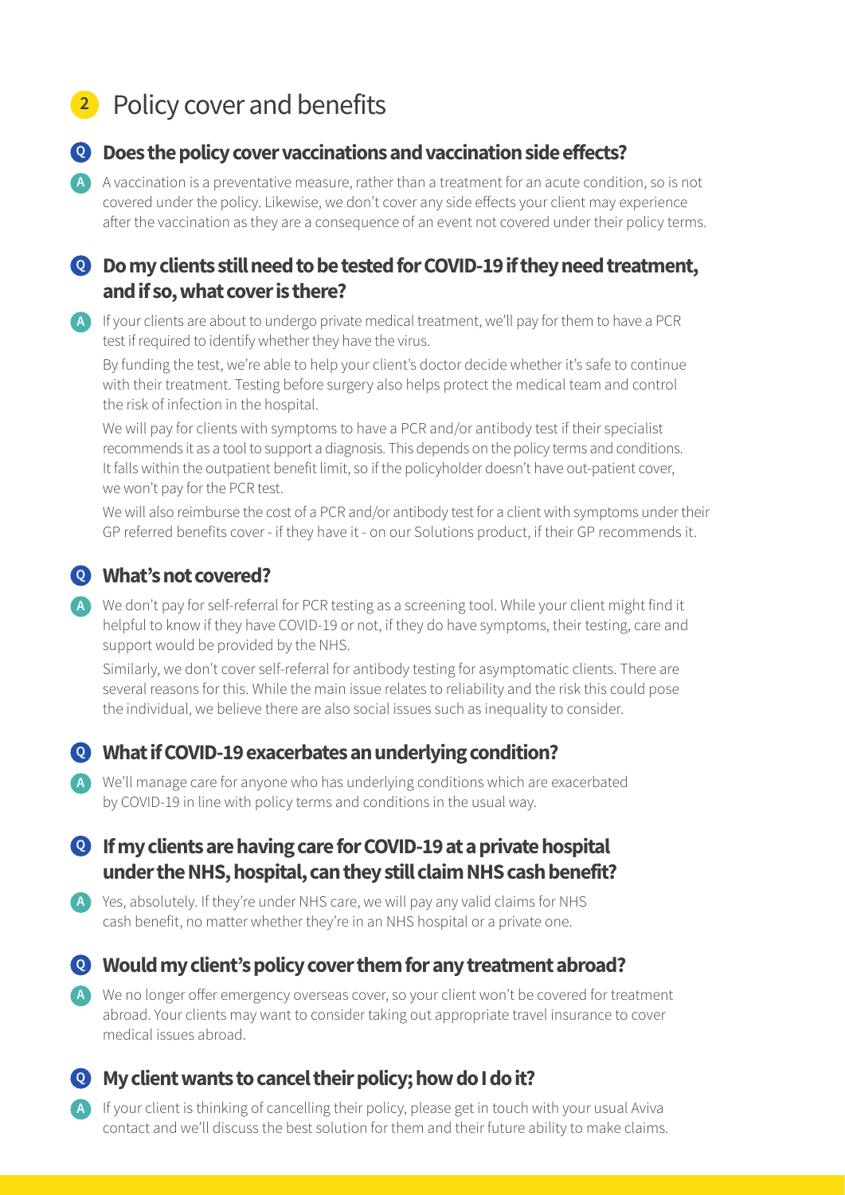## 2 Policy cover and benefits

### Q Does the policy cover vaccinations and vaccination side effects?

**A** A vaccination is a preventative measure, rather than a treatment for an acute condition, so is not covered under the policy. Likewise, we don't cover any side effects your client may experience after the vaccination as they are a consequence of an event not covered under their policy terms.

### Q Do my clients still need to be tested for COVID-19 if they need treatment, and if so, what cover is there?

**A** If your clients are about to undergo private medical treatment, we'll pay for them to have a PCR test if required to identify whether they have the virus.

By funding the test, we're able to help your client's doctor decide whether it's safe to continue with their treatment. Testing before surgery also helps protect the medical team and control the risk of infection in the hospital.

We will pay for clients with symptoms to have a PCR and/or antibody test if their specialist recommends it as a tool to support a diagnosis. This depends on the policy terms and conditions. It falls within the outpatient benefit limit, so if the policyholder doesn't have out-patient cover, we won't pay for the PCR test.

We will also reimburse the cost of a PCR and/or antibody test for a client with symptoms under their GP referred benefits cover - if they have it - on our Solutions product, if their GP recommends it.

### Q What's not covered?

**A** We don't pay for self-referral for PCR testing as a screening tool. While your client might find it helpful to know if they have COVID-19 or not, if they do have symptoms, their testing, care and support would be provided by the NHS.

Similarly, we don't cover self-referral for antibody testing for asymptomatic clients. There are several reasons for this. While the main issue relates to reliability and the risk this could pose the individual, we believe there are also social issues such as inequality to consider.

### Q What if COVID-19 exacerbates an underlying condition?

**A** We'll manage care for anyone who has underlying conditions which are exacerbated by COVID-19 in line with policy terms and conditions in the usual way.

### Q If my clients are having care for COVID-19 at a private hospital under the NHS, hospital, can they still claim NHS cash benefit?

**A** Yes, absolutely. If they're under NHS care, we will pay any valid claims for NHS cash benefit, no matter whether they're in an NHS hospital or a private one.

### Q Would my client's policy cover them for any treatment abroad?

**A** We no longer offer emergency overseas cover, so your client won't be covered for treatment abroad. Your clients may want to consider taking out appropriate travel insurance to cover medical issues abroad.

### Q My client wants to cancel their policy; how do I do it?

**A** If your client is thinking of cancelling their policy, please get in touch with your usual Aviva contact and we'll discuss the best solution for them and their future ability to make claims.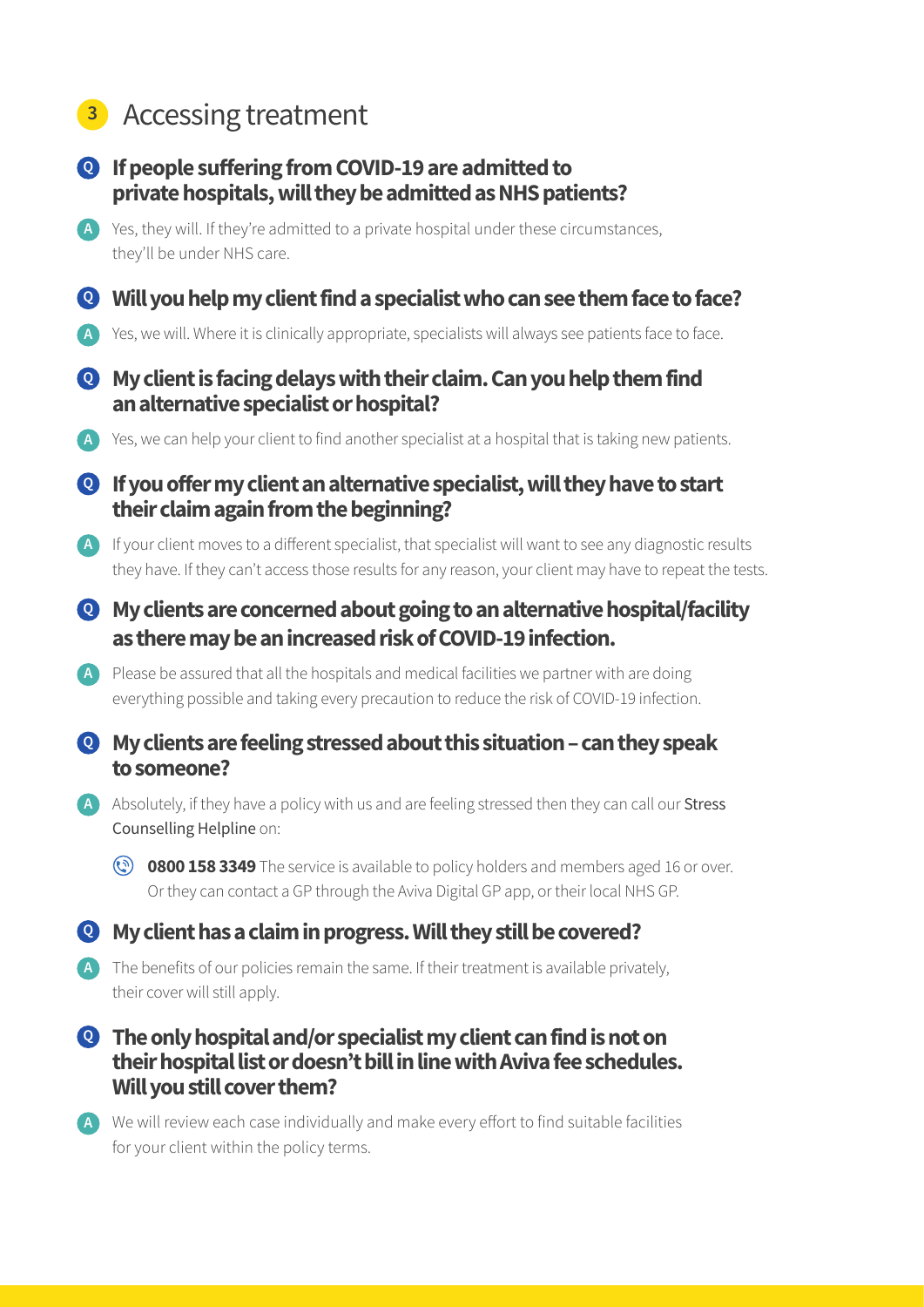## 3 Accessing treatment

**Q If people suffering from COVID-19 are admitted to private hospitals, will they be admitted as NHS patients?**

A Yes, they will. If they're admitted to a private hospital under these circumstances, they'll be under NHS care.

**Q Will you help my client find a specialist who can see them face to face?**

A Yes, we will. Where it is clinically appropriate, specialists will always see patients face to face.

**Q My client is facing delays with their claim. Can you help them find an alternative specialist or hospital?**

A Yes, we can help your client to find another specialist at a hospital that is taking new patients.

**Q If you offer my client an alternative specialist, will they have to start their claim again from the beginning?**

A If your client moves to a different specialist, that specialist will want to see any diagnostic results they have. If they can't access those results for any reason, your client may have to repeat the tests.

**Q My clients are concerned about going to an alternative hospital/facility as there may be an increased risk of COVID-19 infection.**

A Please be assured that all the hospitals and medical facilities we partner with are doing everything possible and taking every precaution to reduce the risk of COVID-19 infection.

**Q My clients are feeling stressed about this situation – can they speak to someone?**

A Absolutely, if they have a policy with us and are feeling stressed then they can call our Stress Counselling Helpline on:

**0800 158 3349** The service is available to policy holders and members aged 16 or over. Or they can contact a GP through the Aviva Digital GP app, or their local NHS GP.

**Q My client has a claim in progress. Will they still be covered?**

A The benefits of our policies remain the same. If their treatment is available privately, their cover will still apply.

**Q The only hospital and/or specialist my client can find is not on their hospital list or doesn't bill in line with Aviva fee schedules. Will you still cover them?**

A We will review each case individually and make every effort to find suitable facilities for your client within the policy terms.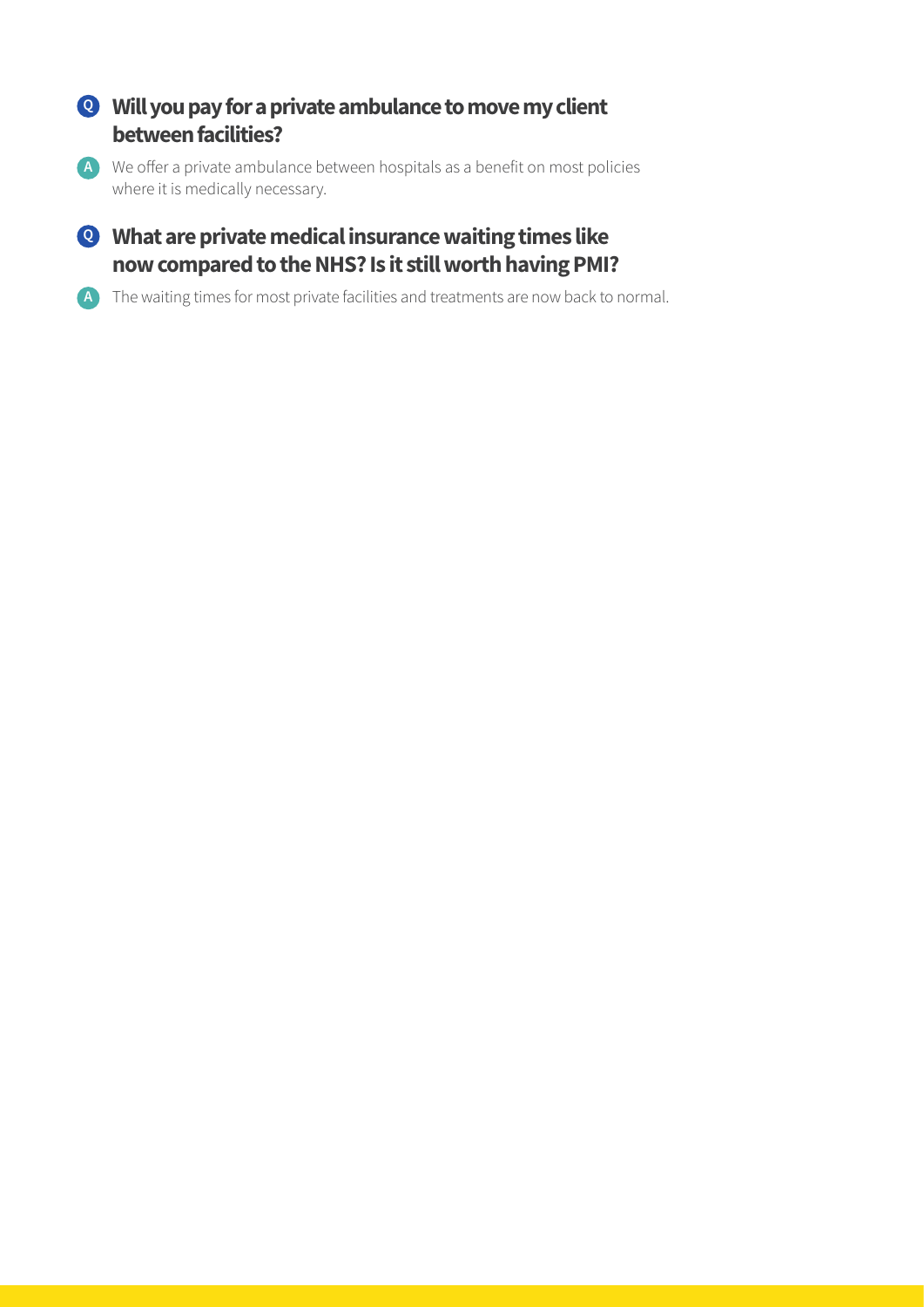**Q** **Will you pay for a private ambulance to move my client between facilities?**

**A** We offer a private ambulance between hospitals as a benefit on most policies where it is medically necessary.

**Q** **What are private medical insurance waiting times like now compared to the NHS? Is it still worth having PMI?**

**A** The waiting times for most private facilities and treatments are now back to normal.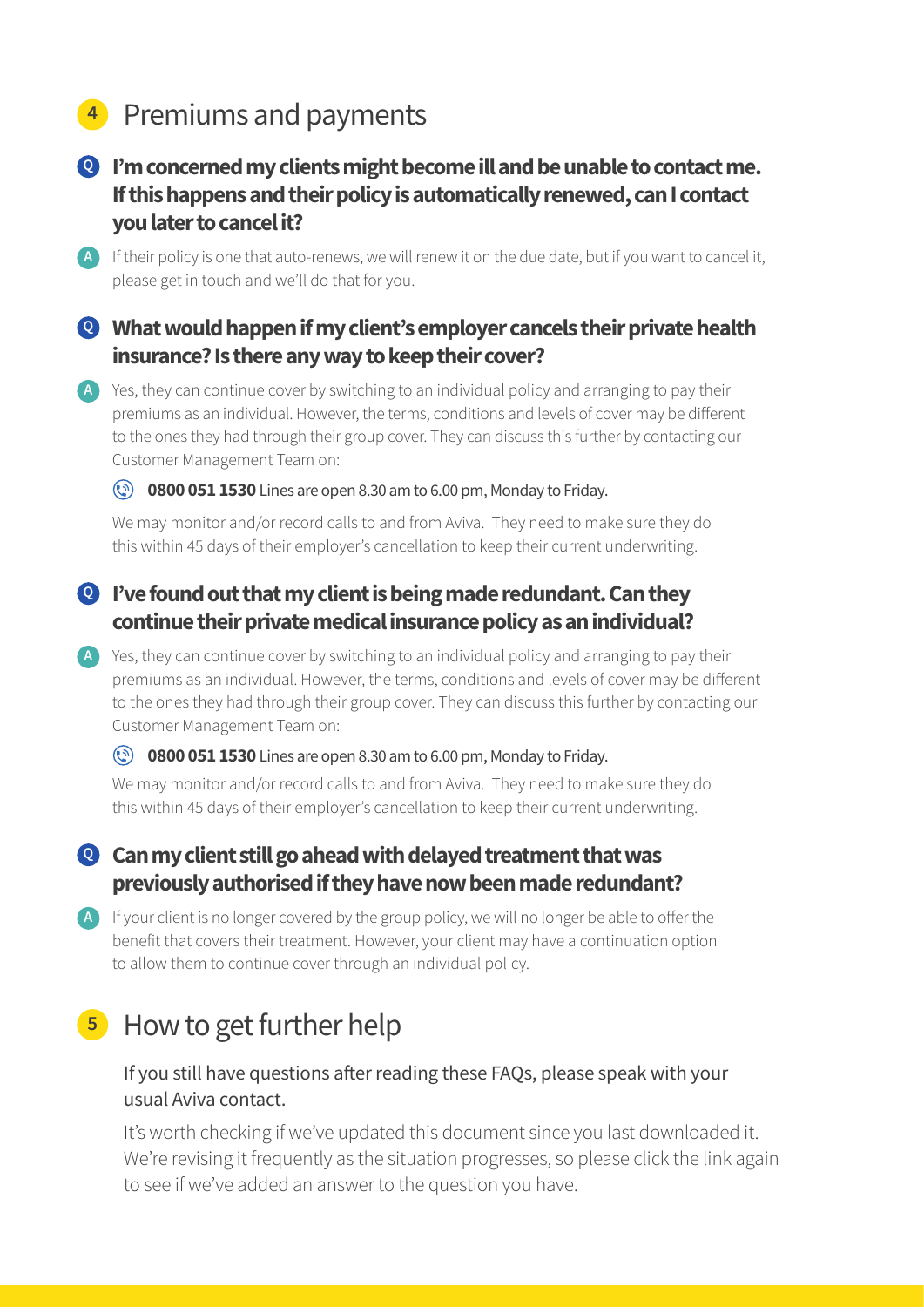## 4 Premiums and payments

**Q I'm concerned my clients might become ill and be unable to contact me. If this happens and their policy is automatically renewed, can I contact you later to cancel it?**

**A** If their policy is one that auto-renews, we will renew it on the due date, but if you want to cancel it, please get in touch and we'll do that for you.

**Q What would happen if my client's employer cancels their private health insurance? Is there any way to keep their cover?**

**A** Yes, they can continue cover by switching to an individual policy and arranging to pay their premiums as an individual. However, the terms, conditions and levels of cover may be different to the ones they had through their group cover. They can discuss this further by contacting our Customer Management Team on:

**0800 051 1530** Lines are open 8.30 am to 6.00 pm, Monday to Friday.

We may monitor and/or record calls to and from Aviva. They need to make sure they do this within 45 days of their employer's cancellation to keep their current underwriting.

**Q I've found out that my client is being made redundant. Can they continue their private medical insurance policy as an individual?**

**A** Yes, they can continue cover by switching to an individual policy and arranging to pay their premiums as an individual. However, the terms, conditions and levels of cover may be different to the ones they had through their group cover. They can discuss this further by contacting our Customer Management Team on:

**0800 051 1530** Lines are open 8.30 am to 6.00 pm, Monday to Friday.

We may monitor and/or record calls to and from Aviva. They need to make sure they do this within 45 days of their employer's cancellation to keep their current underwriting.

**Q Can my client still go ahead with delayed treatment that was previously authorised if they have now been made redundant?**

**A** If your client is no longer covered by the group policy, we will no longer be able to offer the benefit that covers their treatment. However, your client may have a continuation option to allow them to continue cover through an individual policy.

## 5 How to get further help

If you still have questions after reading these FAQs, please speak with your usual Aviva contact.

It's worth checking if we've updated this document since you last downloaded it. We're revising it frequently as the situation progresses, so please click the link again to see if we've added an answer to the question you have.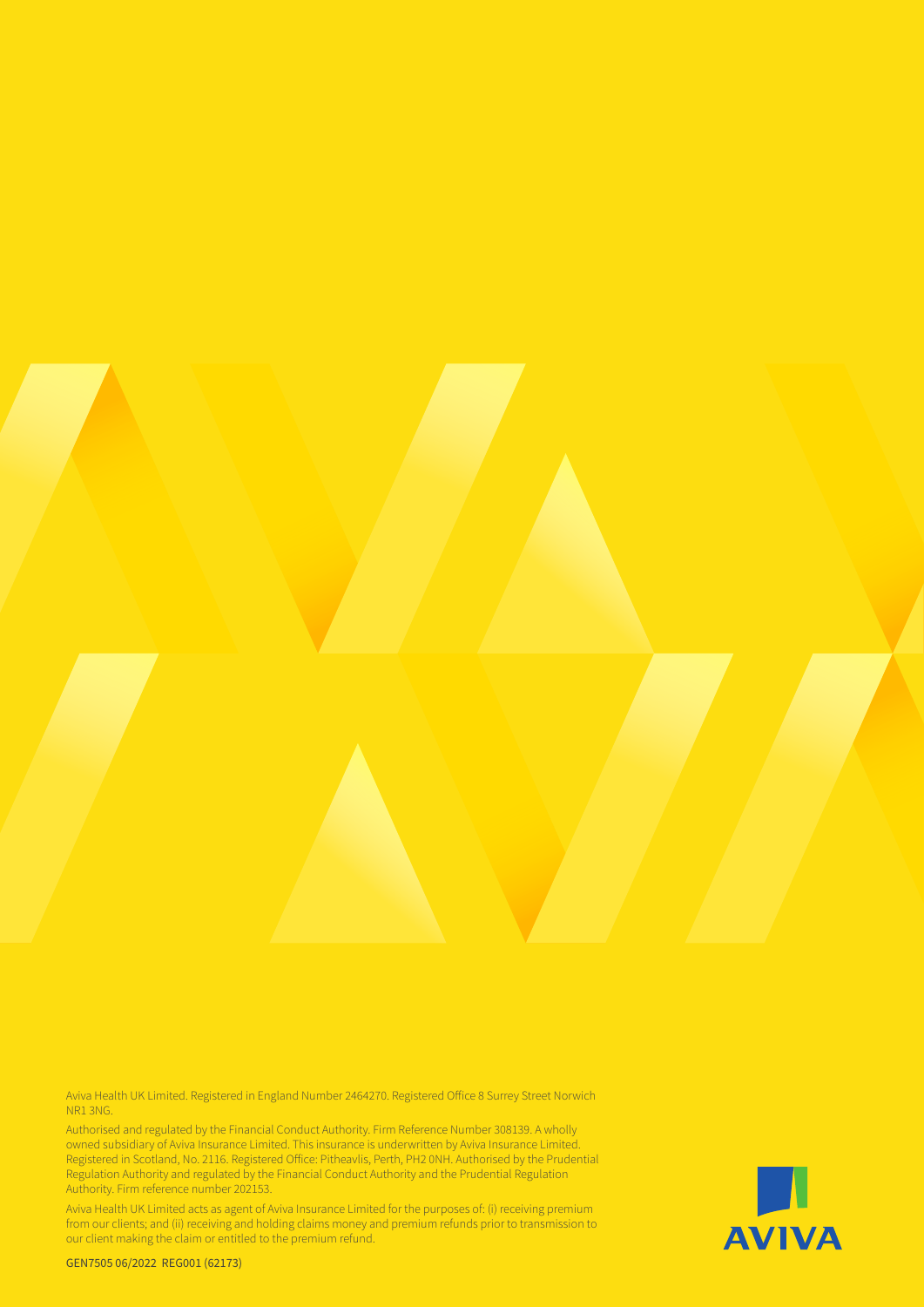Aviva Health UK Limited. Registered in England Number 2464270. Registered Office 8 Surrey Street Norwich NR1 3NG.

Authorised and regulated by the Financial Conduct Authority. Firm Reference Number 308139. A wholly owned subsidiary of Aviva Insurance Limited. This insurance is underwritten by Aviva Insurance Limited. Registered in Scotland, No. 2116. Registered Office: Pitheavlis, Perth, PH2 0NH. Authorised by the Prudential Regulation Authority and regulated by the Financial Conduct Authority and the Prudential Regulation Authority. Firm reference number 202153.

Aviva Health UK Limited acts as agent of Aviva Insurance Limited for the purposes of: (i) receiving premium from our clients; and (ii) receiving and holding claims money and premium refunds prior to transmission to our client making the claim or entitled to the premium refund.

GEN7505 06/2022 REG001 (62173)

AVIVA